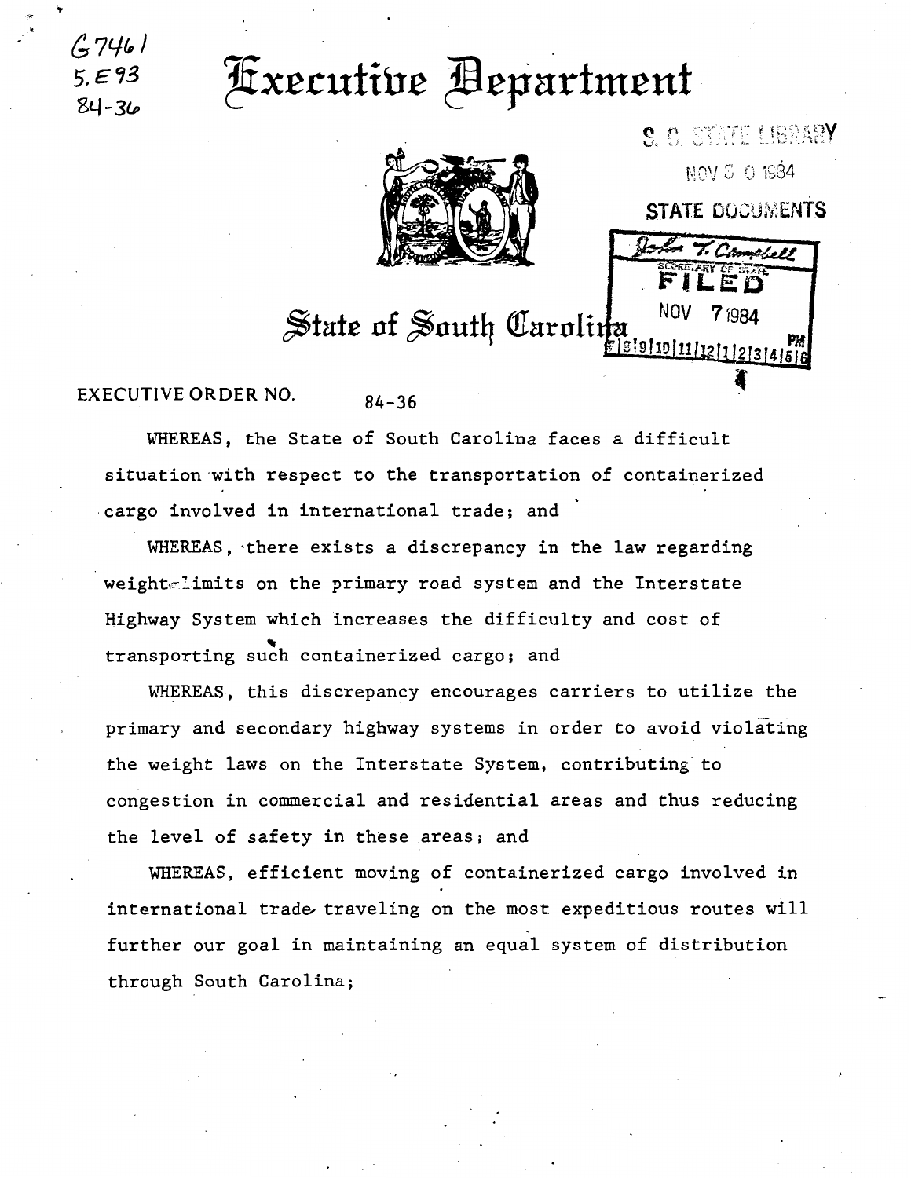G7461
5.E93
84-36

# Executive Department

S. C. STATE LIBRARY
NOV 30 1984
STATE DOCUMENTS

John T. Campbell
SECRETARY OF STATE
FILED
NOV 7 1984
PM
7|8|9|10|11|12|1|2|3|4|5|6

## State of South Carolina

EXECUTIVE ORDER NO. 84-36

WHEREAS, the State of South Carolina faces a difficult situation with respect to the transportation of containerized cargo involved in international trade; and

WHEREAS, there exists a discrepancy in the law regarding weight limits on the primary road system and the Interstate Highway System which increases the difficulty and cost of transporting such containerized cargo; and

WHEREAS, this discrepancy encourages carriers to utilize the primary and secondary highway systems in order to avoid violating the weight laws on the Interstate System, contributing to congestion in commercial and residential areas and thus reducing the level of safety in these areas; and

WHEREAS, efficient moving of containerized cargo involved in international trade traveling on the most expeditious routes will further our goal in maintaining an equal system of distribution through South Carolina;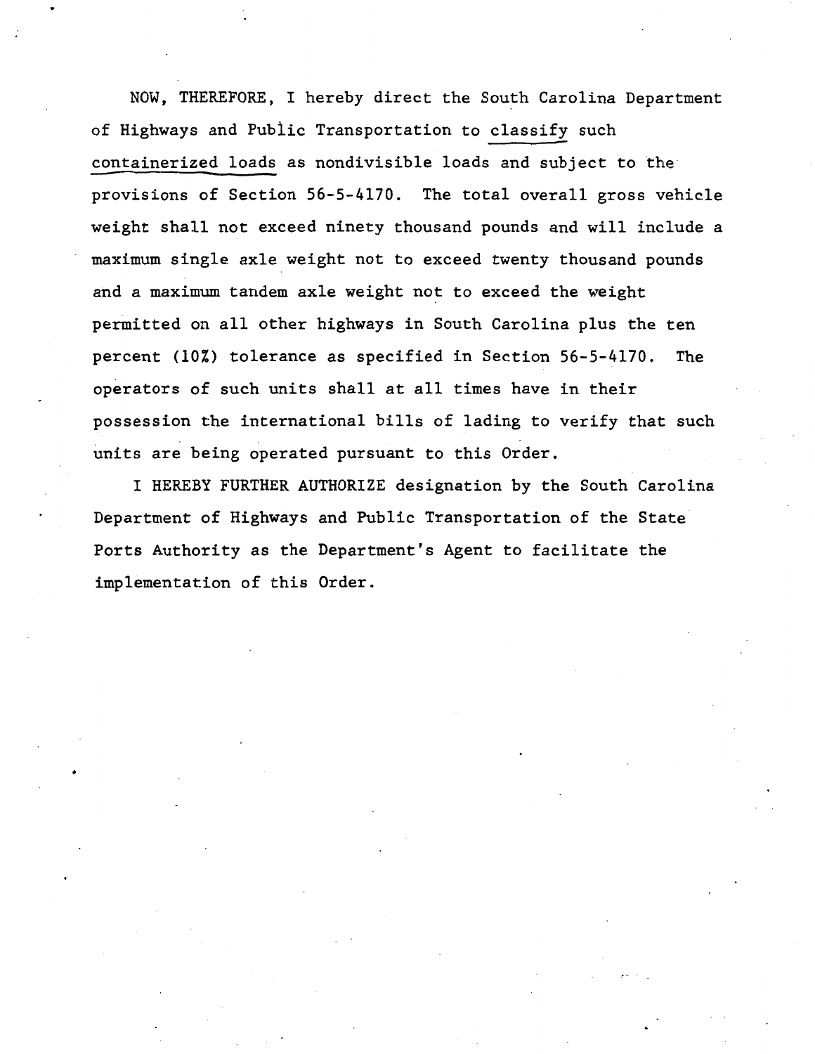NOW, THEREFORE, I hereby direct the South Carolina Department of Highways and Public Transportation to classify such containerized loads as nondivisible loads and subject to the provisions of Section 56-5-4170. The total overall gross vehicle weight shall not exceed ninety thousand pounds and will include a maximum single axle weight not to exceed twenty thousand pounds and a maximum tandem axle weight not to exceed the weight permitted on all other highways in South Carolina plus the ten percent (10%) tolerance as specified in Section 56-5-4170. The operators of such units shall at all times have in their possession the international bills of lading to verify that such units are being operated pursuant to this Order.

I HEREBY FURTHER AUTHORIZE designation by the South Carolina Department of Highways and Public Transportation of the State Ports Authority as the Department's Agent to facilitate the implementation of this Order.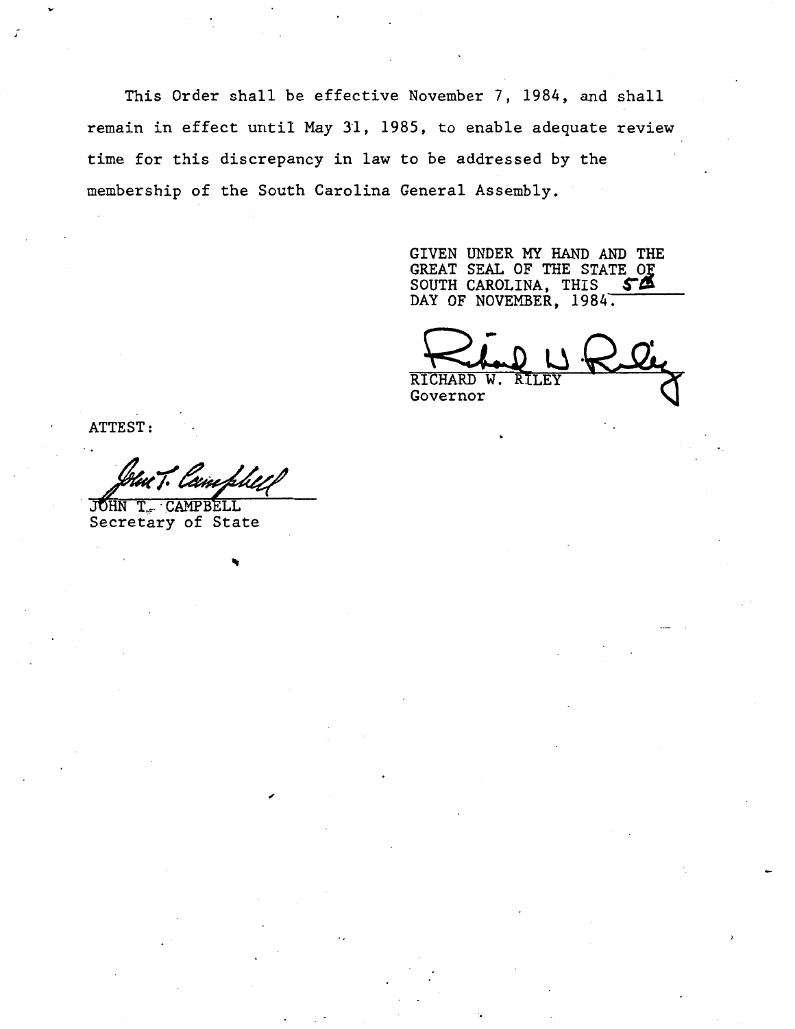This Order shall be effective November 7, 1984, and shall remain in effect until May 31, 1985, to enable adequate review time for this discrepancy in law to be addressed by the membership of the South Carolina General Assembly.

GIVEN UNDER MY HAND AND THE GREAT SEAL OF THE STATE OF SOUTH CAROLINA, THIS 5th DAY OF NOVEMBER, 1984.

RICHARD W. RILEY
Governor

ATTEST:

JOHN T. CAMPBELL
Secretary of State